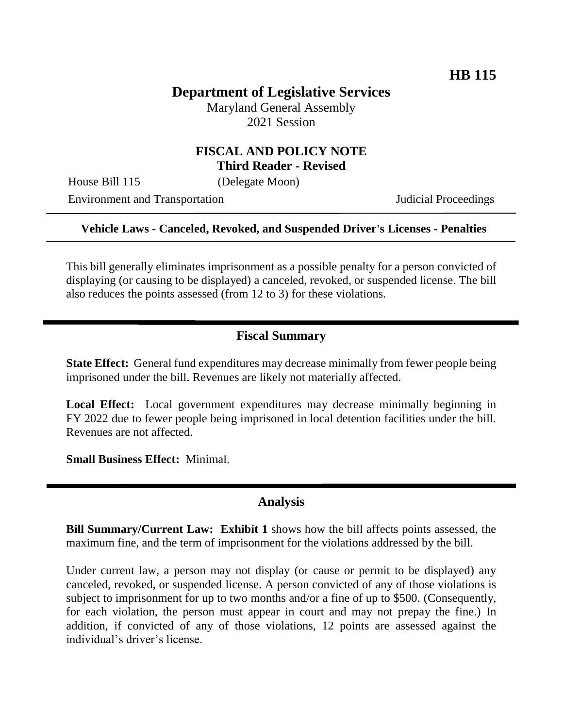**HB 115**

# Department of Legislative Services

Maryland General Assembly
2021 Session

## FISCAL AND POLICY NOTE
**Third Reader - Revised**

House Bill 115 (Delegate Moon)

Environment and Transportation Judicial Proceedings

**Vehicle Laws - Canceled, Revoked, and Suspended Driver's Licenses - Penalties**

This bill generally eliminates imprisonment as a possible penalty for a person convicted of displaying (or causing to be displayed) a canceled, revoked, or suspended license. The bill also reduces the points assessed (from 12 to 3) for these violations.

## Fiscal Summary

**State Effect:** General fund expenditures may decrease minimally from fewer people being imprisoned under the bill. Revenues are likely not materially affected.

**Local Effect:** Local government expenditures may decrease minimally beginning in FY 2022 due to fewer people being imprisoned in local detention facilities under the bill. Revenues are not affected.

**Small Business Effect:** Minimal.

## Analysis

**Bill Summary/Current Law: Exhibit 1** shows how the bill affects points assessed, the maximum fine, and the term of imprisonment for the violations addressed by the bill.

Under current law, a person may not display (or cause or permit to be displayed) any canceled, revoked, or suspended license. A person convicted of any of those violations is subject to imprisonment for up to two months and/or a fine of up to $500. (Consequently, for each violation, the person must appear in court and may not prepay the fine.) In addition, if convicted of any of those violations, 12 points are assessed against the individual's driver's license.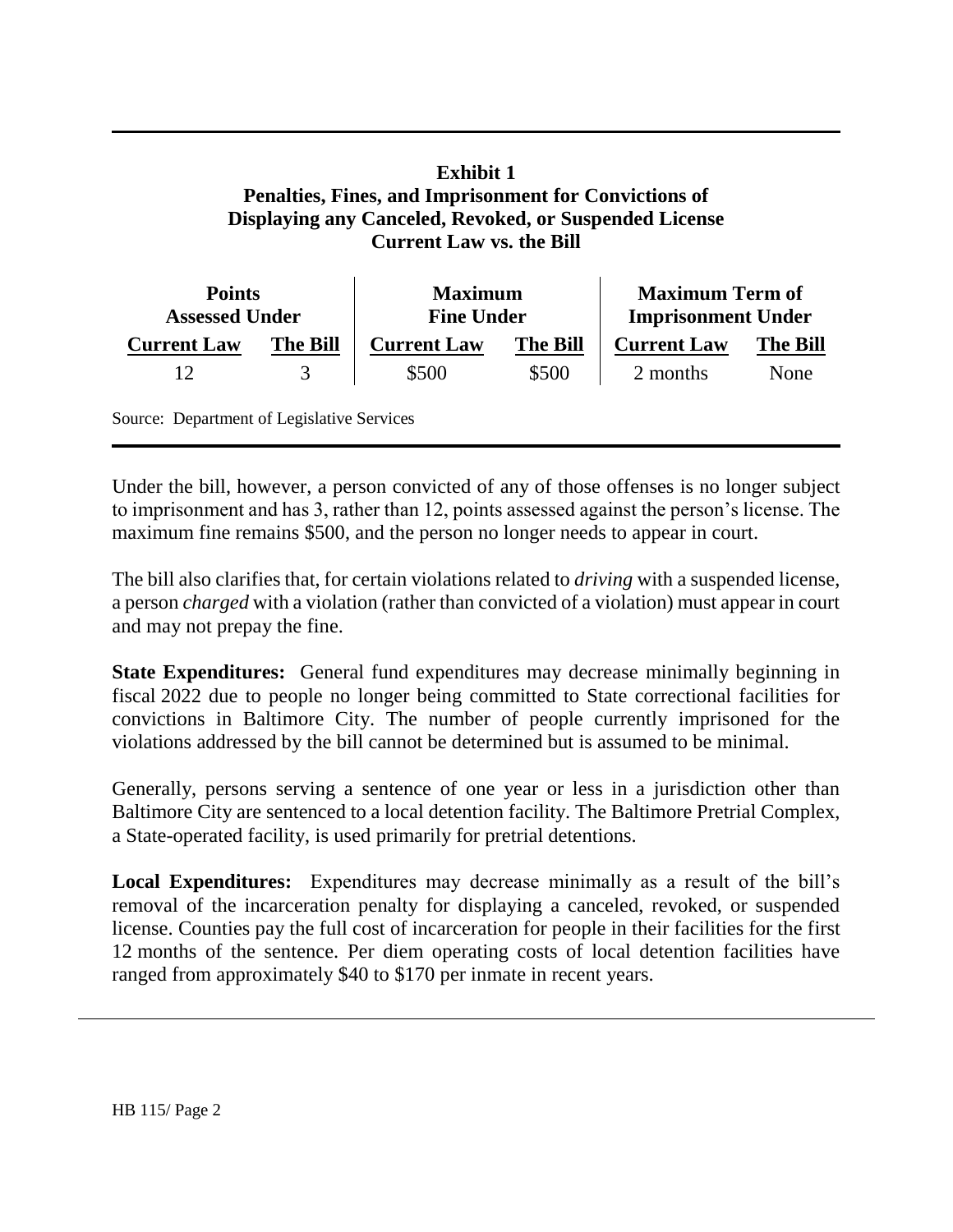**Exhibit 1**
**Penalties, Fines, and Imprisonment for Convictions of Displaying any Canceled, Revoked, or Suspended License**
**Current Law vs. the Bill**

| **Points Assessed Under** | | **Maximum Fine Under** | | **Maximum Term of Imprisonment Under** | |
|---|---|---|---|---|---|
| **Current Law** | **The Bill** | **Current Law** | **The Bill** | **Current Law** | **The Bill** |
| 12 | 3 | $500 | $500 | 2 months | None |

Source: Department of Legislative Services

Under the bill, however, a person convicted of any of those offenses is no longer subject to imprisonment and has 3, rather than 12, points assessed against the person's license. The maximum fine remains $500, and the person no longer needs to appear in court.

The bill also clarifies that, for certain violations related to *driving* with a suspended license, a person *charged* with a violation (rather than convicted of a violation) must appear in court and may not prepay the fine.

**State Expenditures:** General fund expenditures may decrease minimally beginning in fiscal 2022 due to people no longer being committed to State correctional facilities for convictions in Baltimore City. The number of people currently imprisoned for the violations addressed by the bill cannot be determined but is assumed to be minimal.

Generally, persons serving a sentence of one year or less in a jurisdiction other than Baltimore City are sentenced to a local detention facility. The Baltimore Pretrial Complex, a State-operated facility, is used primarily for pretrial detentions.

**Local Expenditures:** Expenditures may decrease minimally as a result of the bill's removal of the incarceration penalty for displaying a canceled, revoked, or suspended license. Counties pay the full cost of incarceration for people in their facilities for the first 12 months of the sentence. Per diem operating costs of local detention facilities have ranged from approximately $40 to $170 per inmate in recent years.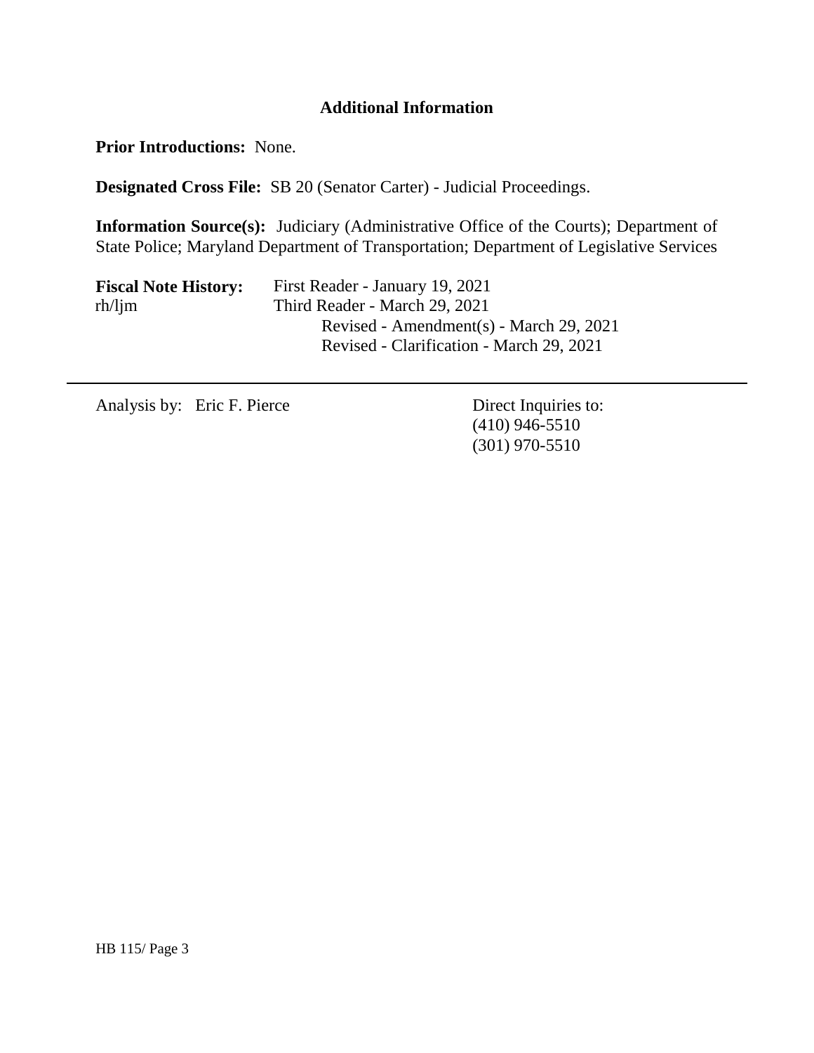## Additional Information

**Prior Introductions:** None.

**Designated Cross File:** SB 20 (Senator Carter) - Judicial Proceedings.

**Information Source(s):** Judiciary (Administrative Office of the Courts); Department of State Police; Maryland Department of Transportation; Department of Legislative Services

| | |
|---|---|
| **Fiscal Note History:** | First Reader - January 19, 2021 |
| rh/ljm | Third Reader - March 29, 2021 |
| | Revised - Amendment(s) - March 29, 2021 |
| | Revised - Clarification - March 29, 2021 |

---

Analysis by: Eric F. Pierce

Direct Inquiries to:
(410) 946-5510
(301) 970-5510